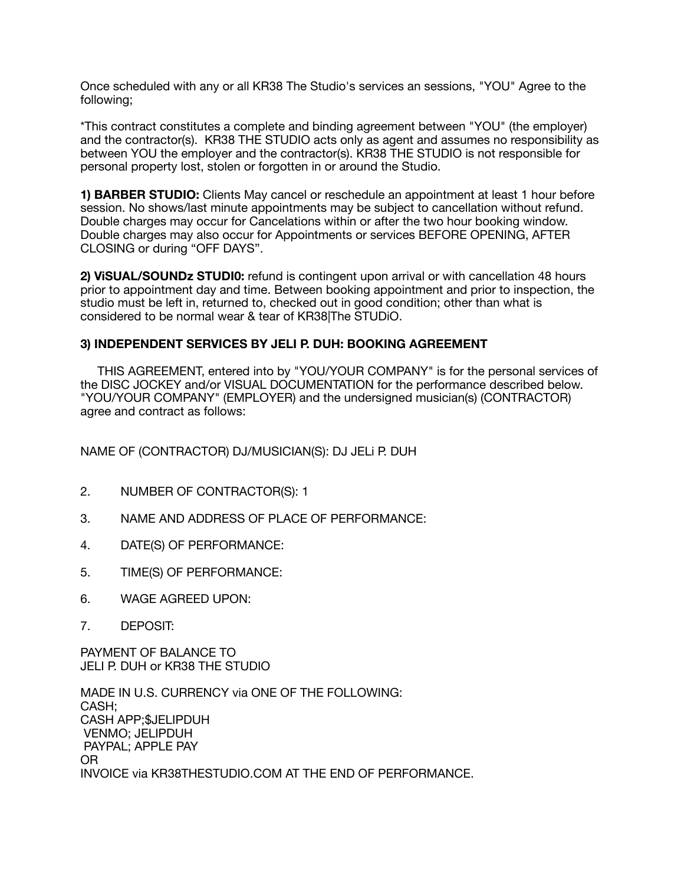Once scheduled with any or all KR38 The Studio's services an sessions, "YOU" Agree to the following;

*This contract constitutes a complete and binding agreement between "YOU" (the employer) and the contractor(s).  KR38 THE STUDIO acts only as agent and assumes no responsibility as between YOU the employer and the contractor(s). KR38 THE STUDIO is not responsible for personal property lost, stolen or forgotten in or around the Studio.

**1) BARBER STUDIO:** Clients May cancel or reschedule an appointment at least 1 hour before session. No shows/last minute appointments may be subject to cancellation without refund. Double charges may occur for Cancelations within or after the two hour booking window. Double charges may also occur for Appointments or services BEFORE OPENING, AFTER CLOSING or during “OFF DAYS”.

**2) ViSUAL/SOUNDz STUDI0:** refund is contingent upon arrival or with cancellation 48 hours prior to appointment day and time. Between booking appointment and prior to inspection, the studio must be left in, returned to, checked out in good condition; other than what is considered to be normal wear & tear of KR38|The STUDiO.

**3) INDEPENDENT SERVICES BY JELI P. DUH: BOOKING AGREEMENT**

THIS AGREEMENT, entered into by "YOU/YOUR COMPANY" is for the personal services of the DISC JOCKEY and/or VISUAL DOCUMENTATION for the performance described below. "YOU/YOUR COMPANY" (EMPLOYER) and the undersigned musician(s) (CONTRACTOR) agree and contract as follows:

NAME OF (CONTRACTOR) DJ/MUSICIAN(S): DJ JELi P. DUH

2. NUMBER OF CONTRACTOR(S): 1

3. NAME AND ADDRESS OF PLACE OF PERFORMANCE:

4. DATE(S) OF PERFORMANCE:

5. TIME(S) OF PERFORMANCE:

6. WAGE AGREED UPON:

7. DEPOSIT:

PAYMENT OF BALANCE TO
JELI P. DUH or KR38 THE STUDIO

MADE IN U.S. CURRENCY via ONE OF THE FOLLOWING:
CASH;
CASH APP;$JELIPDUH
VENMO; JELIPDUH
PAYPAL; APPLE PAY
OR
INVOICE via KR38THESTUDIO.COM AT THE END OF PERFORMANCE.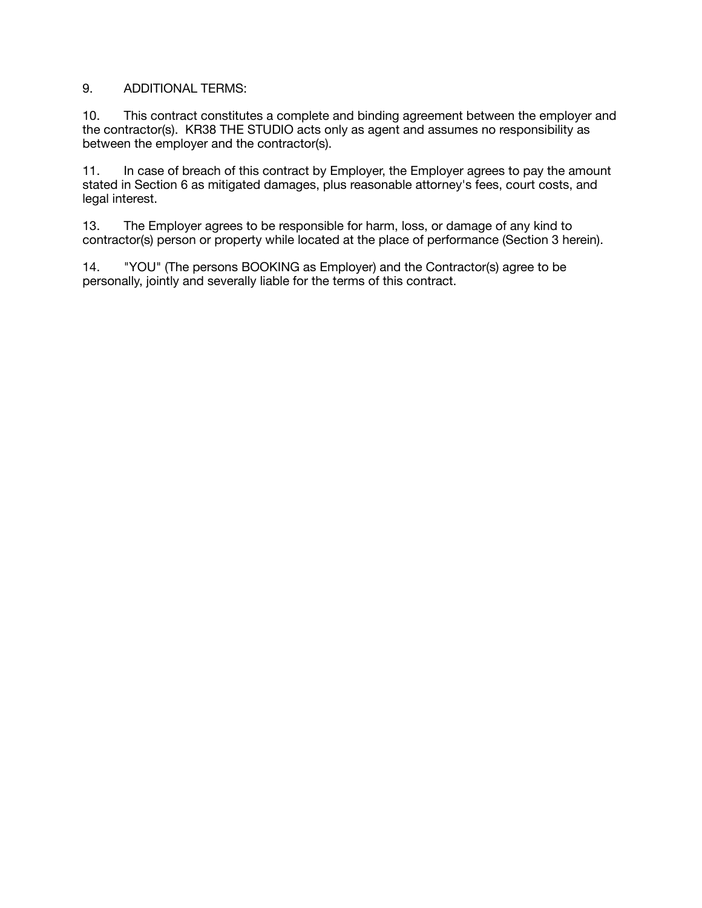9. ADDITIONAL TERMS:

10. This contract constitutes a complete and binding agreement between the employer and the contractor(s). KR38 THE STUDIO acts only as agent and assumes no responsibility as between the employer and the contractor(s).

11. In case of breach of this contract by Employer, the Employer agrees to pay the amount stated in Section 6 as mitigated damages, plus reasonable attorney's fees, court costs, and legal interest.

13. The Employer agrees to be responsible for harm, loss, or damage of any kind to contractor(s) person or property while located at the place of performance (Section 3 herein).

14. "YOU" (The persons BOOKING as Employer) and the Contractor(s) agree to be personally, jointly and severally liable for the terms of this contract.